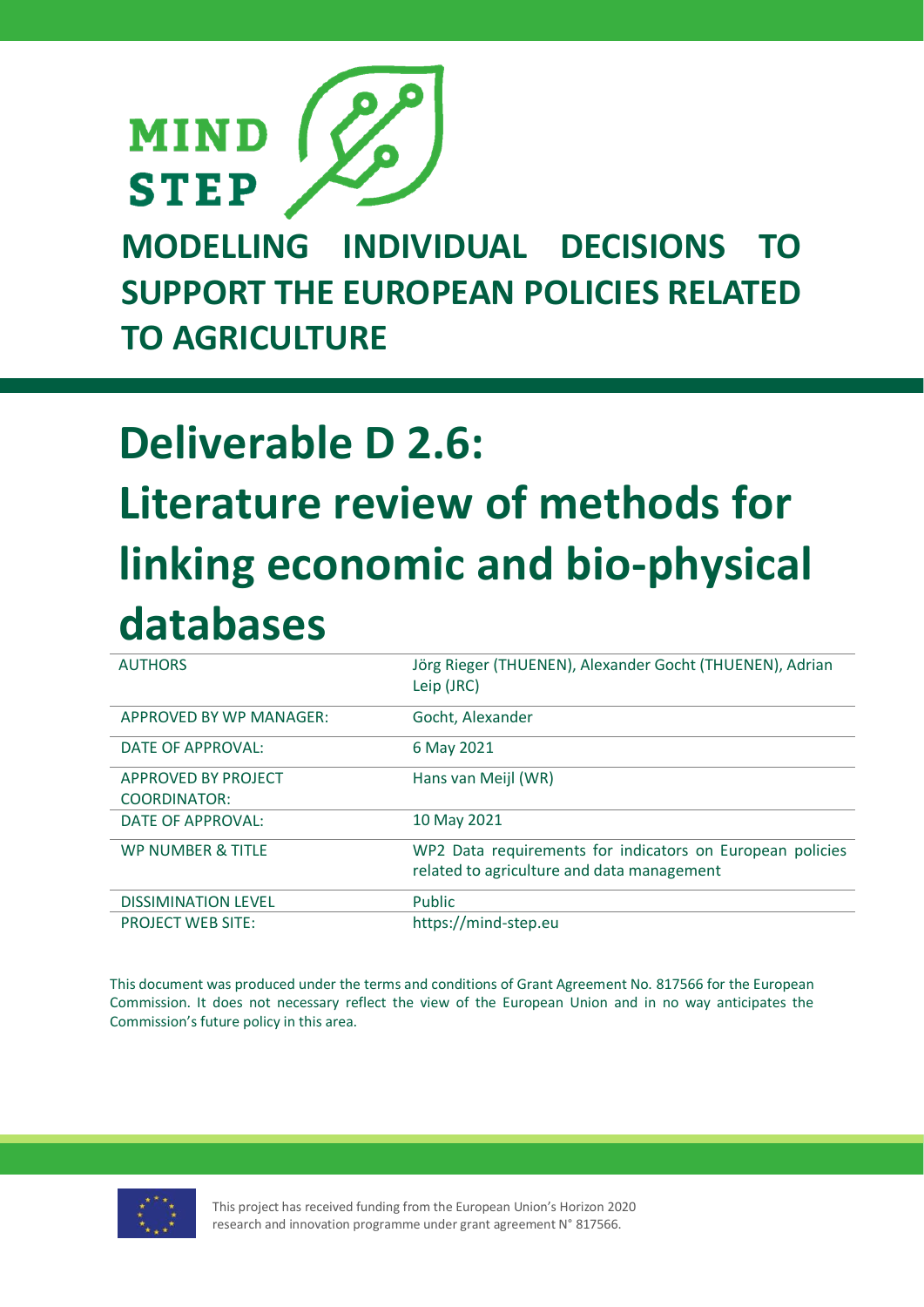MIND STEP

# MODELLING INDIVIDUAL DECISIONS TO SUPPORT THE EUROPEAN POLICIES RELATED TO AGRICULTURE

# Deliverable D 2.6: Literature review of methods for linking economic and bio-physical databases

| | |
|---|---|
| AUTHORS | Jörg Rieger (THUENEN), Alexander Gocht (THUENEN), Adrian Leip (JRC) |
| APPROVED BY WP MANAGER: | Gocht, Alexander |
| DATE OF APPROVAL: | 6 May 2021 |
| APPROVED BY PROJECT COORDINATOR: | Hans van Meijl (WR) |
| DATE OF APPROVAL: | 10 May 2021 |
| WP NUMBER & TITLE | WP2 Data requirements for indicators on European policies related to agriculture and data management |
| DISSIMINATION LEVEL | Public |
| PROJECT WEB SITE: | https://mind-step.eu |

This document was produced under the terms and conditions of Grant Agreement No. 817566 for the European Commission. It does not necessary reflect the view of the European Union and in no way anticipates the Commission's future policy in this area.

This project has received funding from the European Union's Horizon 2020 research and innovation programme under grant agreement N° 817566.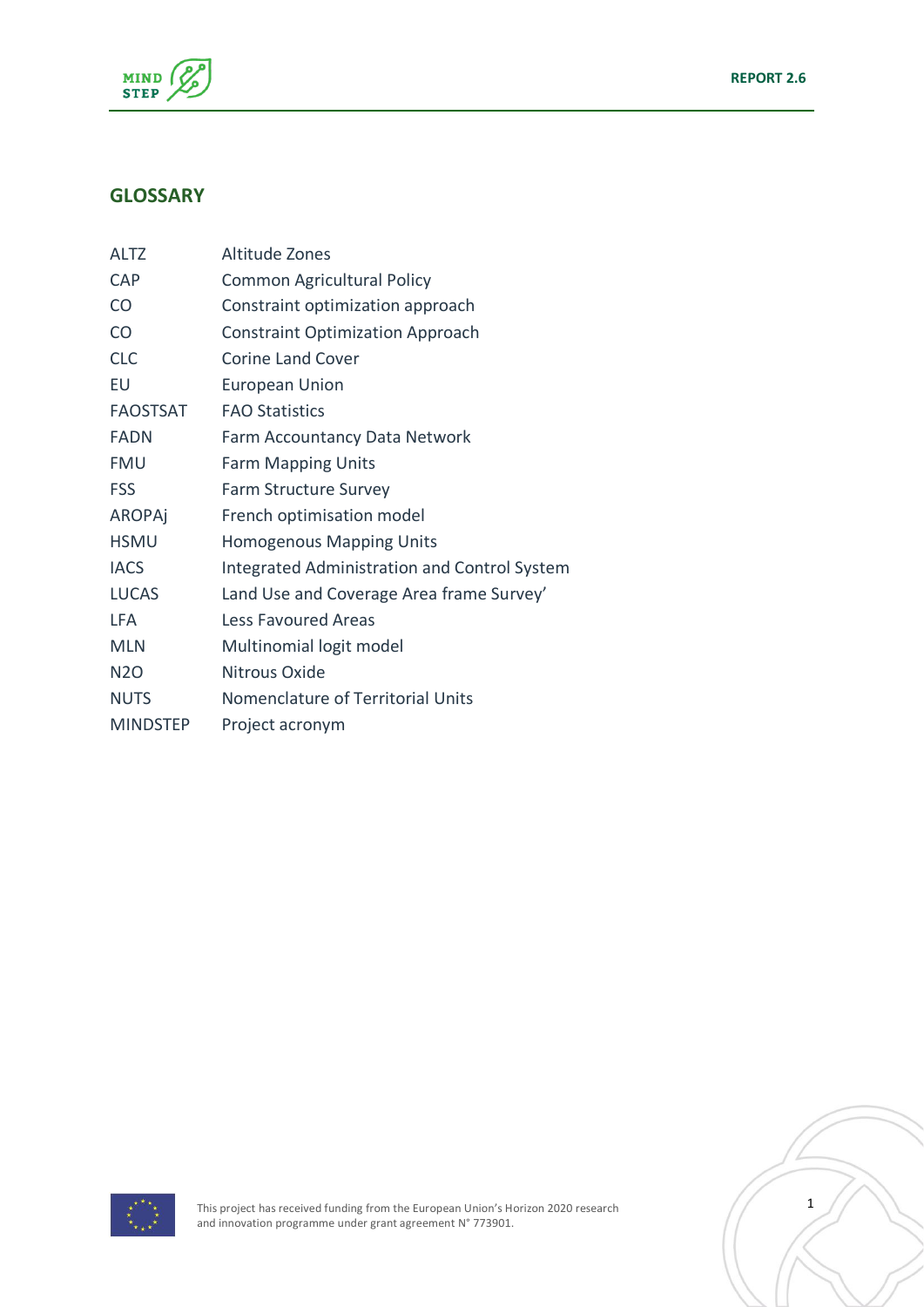## GLOSSARY

| | |
|---|---|
| ALTZ | Altitude Zones |
| CAP | Common Agricultural Policy |
| CO | Constraint optimization approach |
| CO | Constraint Optimization Approach |
| CLC | Corine Land Cover |
| EU | European Union |
| FAOSTSAT | FAO Statistics |
| FADN | Farm Accountancy Data Network |
| FMU | Farm Mapping Units |
| FSS | Farm Structure Survey |
| AROPAj | French optimisation model |
| HSMU | Homogenous Mapping Units |
| IACS | Integrated Administration and Control System |
| LUCAS | Land Use and Coverage Area frame Survey’ |
| LFA | Less Favoured Areas |
| MLN | Multinomial logit model |
| N2O | Nitrous Oxide |
| NUTS | Nomenclature of Territorial Units |
| MINDSTEP | Project acronym |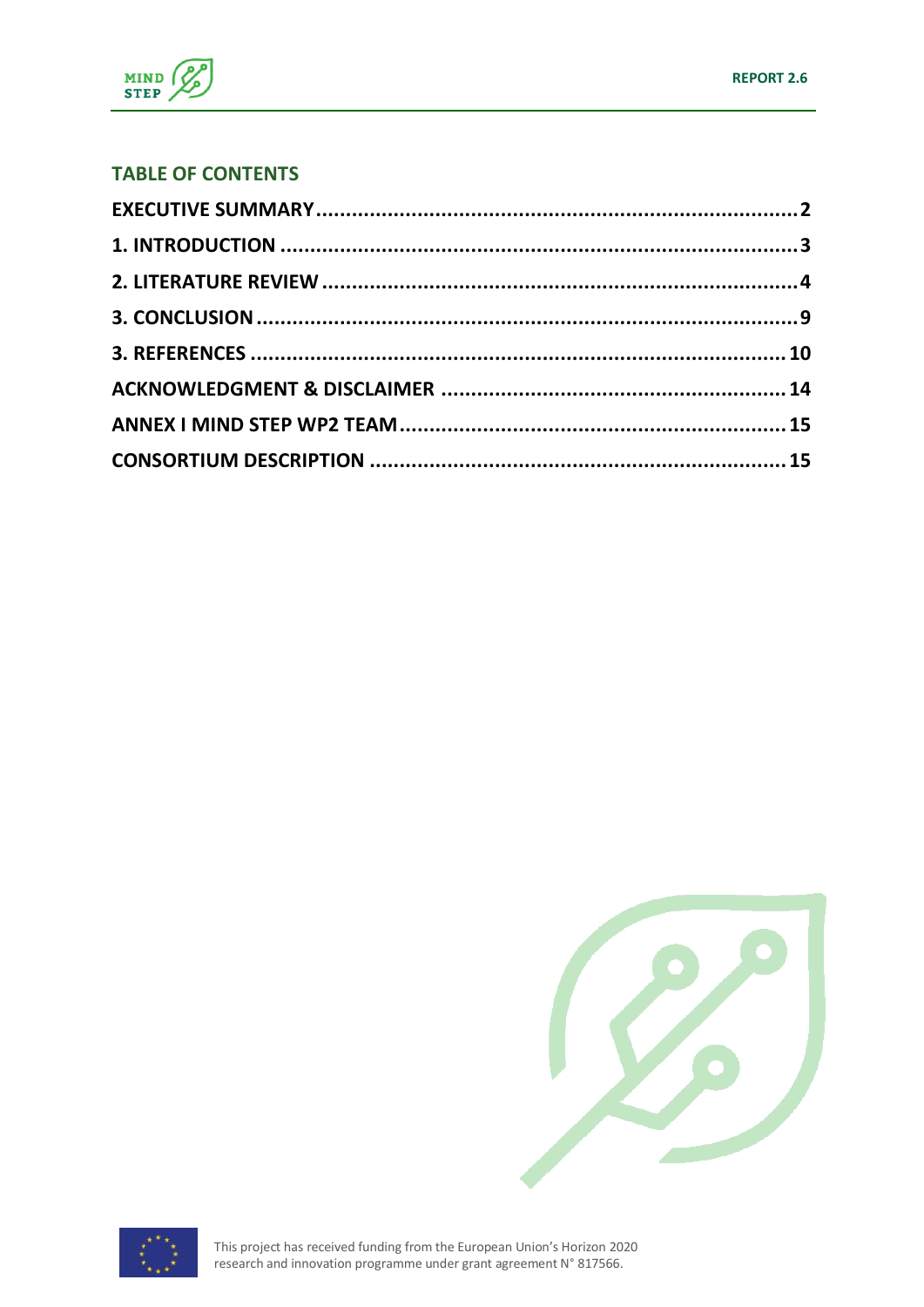## TABLE OF CONTENTS

EXECUTIVE SUMMARY .......... 2
1. INTRODUCTION .......... 3
2. LITERATURE REVIEW .......... 4
3. CONCLUSION .......... 9
3. REFERENCES .......... 10
ACKNOWLEDGMENT & DISCLAIMER .......... 14
ANNEX I MIND STEP WP2 TEAM .......... 15
CONSORTIUM DESCRIPTION .......... 15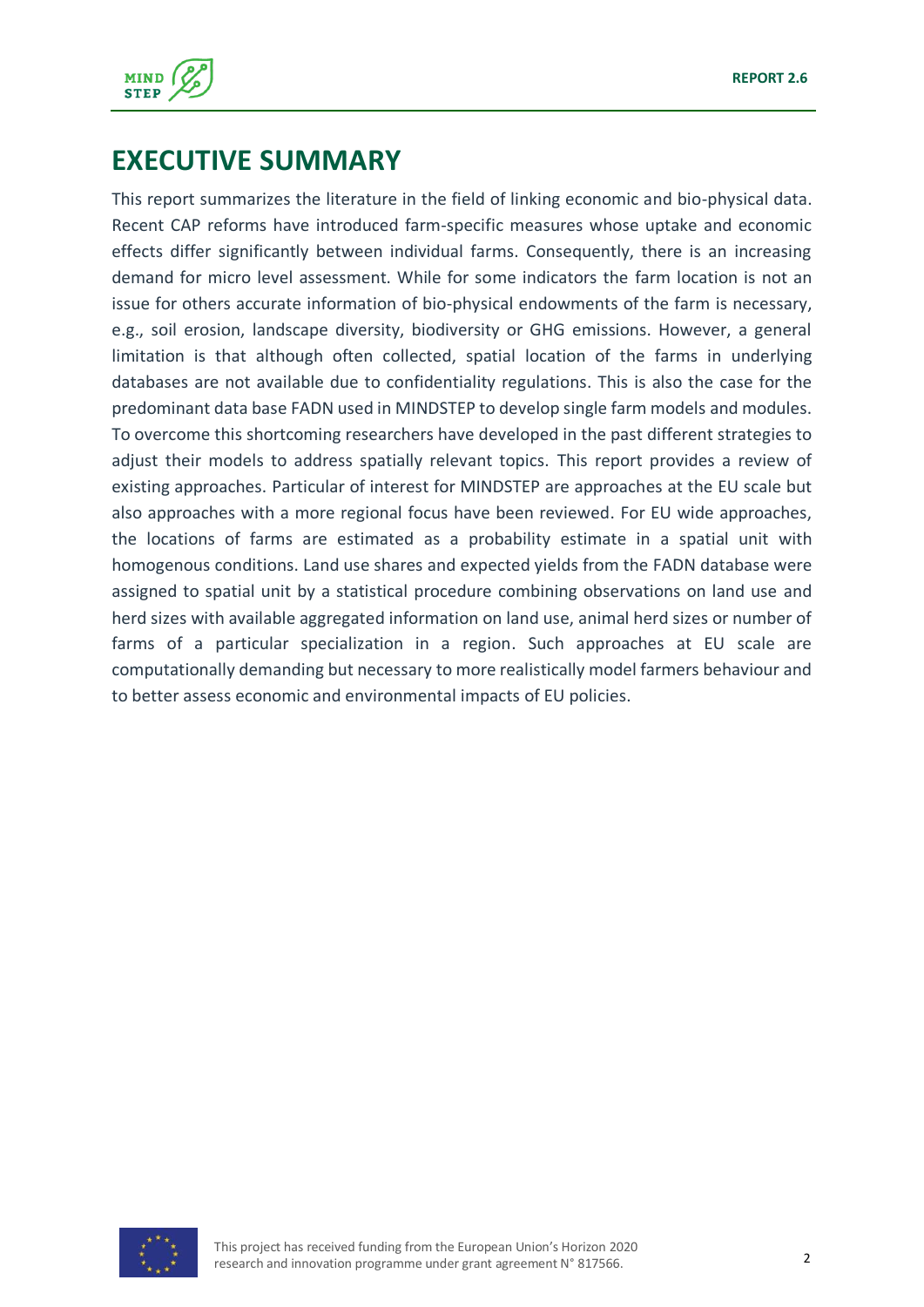# EXECUTIVE SUMMARY

This report summarizes the literature in the field of linking economic and bio-physical data. Recent CAP reforms have introduced farm-specific measures whose uptake and economic effects differ significantly between individual farms. Consequently, there is an increasing demand for micro level assessment. While for some indicators the farm location is not an issue for others accurate information of bio-physical endowments of the farm is necessary, e.g., soil erosion, landscape diversity, biodiversity or GHG emissions. However, a general limitation is that although often collected, spatial location of the farms in underlying databases are not available due to confidentiality regulations. This is also the case for the predominant data base FADN used in MINDSTEP to develop single farm models and modules. To overcome this shortcoming researchers have developed in the past different strategies to adjust their models to address spatially relevant topics. This report provides a review of existing approaches. Particular of interest for MINDSTEP are approaches at the EU scale but also approaches with a more regional focus have been reviewed. For EU wide approaches, the locations of farms are estimated as a probability estimate in a spatial unit with homogenous conditions. Land use shares and expected yields from the FADN database were assigned to spatial unit by a statistical procedure combining observations on land use and herd sizes with available aggregated information on land use, animal herd sizes or number of farms of a particular specialization in a region. Such approaches at EU scale are computationally demanding but necessary to more realistically model farmers behaviour and to better assess economic and environmental impacts of EU policies.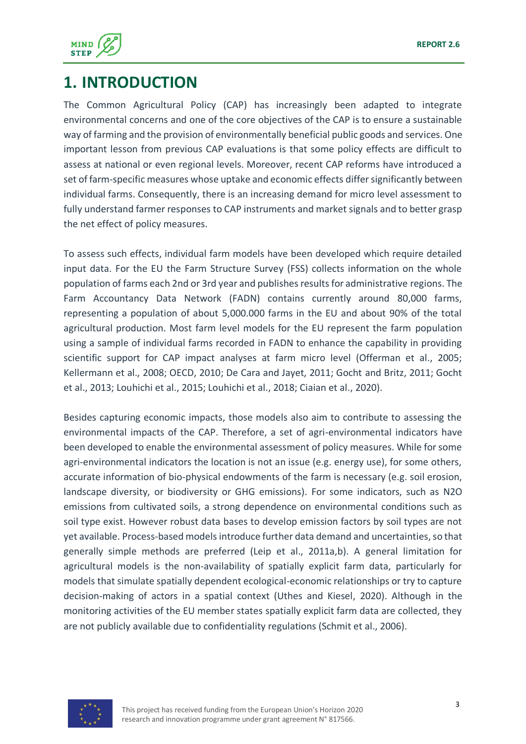# 1. INTRODUCTION

The Common Agricultural Policy (CAP) has increasingly been adapted to integrate environmental concerns and one of the core objectives of the CAP is to ensure a sustainable way of farming and the provision of environmentally beneficial public goods and services. One important lesson from previous CAP evaluations is that some policy effects are difficult to assess at national or even regional levels. Moreover, recent CAP reforms have introduced a set of farm-specific measures whose uptake and economic effects differ significantly between individual farms. Consequently, there is an increasing demand for micro level assessment to fully understand farmer responses to CAP instruments and market signals and to better grasp the net effect of policy measures.

To assess such effects, individual farm models have been developed which require detailed input data. For the EU the Farm Structure Survey (FSS) collects information on the whole population of farms each 2nd or 3rd year and publishes results for administrative regions. The Farm Accountancy Data Network (FADN) contains currently around 80,000 farms, representing a population of about 5,000.000 farms in the EU and about 90% of the total agricultural production. Most farm level models for the EU represent the farm population using a sample of individual farms recorded in FADN to enhance the capability in providing scientific support for CAP impact analyses at farm micro level (Offerman et al., 2005; Kellermann et al., 2008; OECD, 2010; De Cara and Jayet, 2011; Gocht and Britz, 2011; Gocht et al., 2013; Louhichi et al., 2015; Louhichi et al., 2018; Ciaian et al., 2020).

Besides capturing economic impacts, those models also aim to contribute to assessing the environmental impacts of the CAP. Therefore, a set of agri-environmental indicators have been developed to enable the environmental assessment of policy measures. While for some agri-environmental indicators the location is not an issue (e.g. energy use), for some others, accurate information of bio-physical endowments of the farm is necessary (e.g. soil erosion, landscape diversity, or biodiversity or GHG emissions). For some indicators, such as $N_2O$ emissions from cultivated soils, a strong dependence on environmental conditions such as soil type exist. However robust data bases to develop emission factors by soil types are not yet available. Process-based models introduce further data demand and uncertainties, so that generally simple methods are preferred (Leip et al., 2011a,b). A general limitation for agricultural models is the non-availability of spatially explicit farm data, particularly for models that simulate spatially dependent ecological-economic relationships or try to capture decision-making of actors in a spatial context (Uthes and Kiesel, 2020). Although in the monitoring activities of the EU member states spatially explicit farm data are collected, they are not publicly available due to confidentiality regulations (Schmit et al., 2006).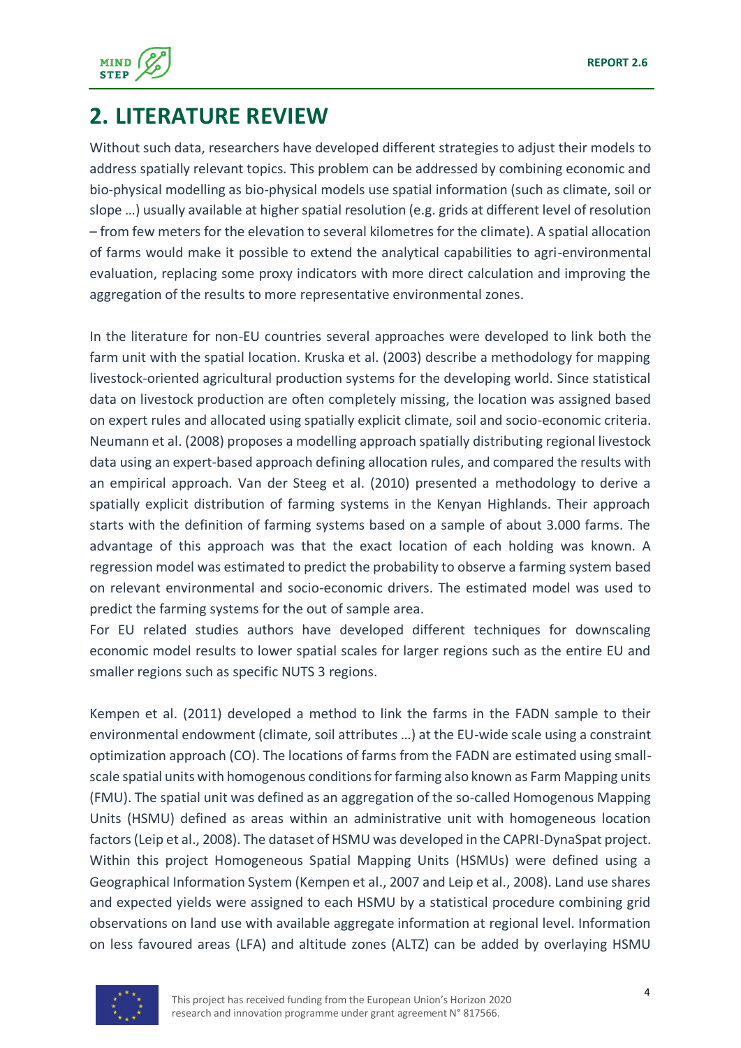# 2. LITERATURE REVIEW

Without such data, researchers have developed different strategies to adjust their models to address spatially relevant topics. This problem can be addressed by combining economic and bio-physical modelling as bio-physical models use spatial information (such as climate, soil or slope …) usually available at higher spatial resolution (e.g. grids at different level of resolution – from few meters for the elevation to several kilometres for the climate). A spatial allocation of farms would make it possible to extend the analytical capabilities to agri-environmental evaluation, replacing some proxy indicators with more direct calculation and improving the aggregation of the results to more representative environmental zones.

In the literature for non-EU countries several approaches were developed to link both the farm unit with the spatial location. Kruska et al. (2003) describe a methodology for mapping livestock-oriented agricultural production systems for the developing world. Since statistical data on livestock production are often completely missing, the location was assigned based on expert rules and allocated using spatially explicit climate, soil and socio-economic criteria. Neumann et al. (2008) proposes a modelling approach spatially distributing regional livestock data using an expert-based approach defining allocation rules, and compared the results with an empirical approach. Van der Steeg et al. (2010) presented a methodology to derive a spatially explicit distribution of farming systems in the Kenyan Highlands. Their approach starts with the definition of farming systems based on a sample of about 3.000 farms. The advantage of this approach was that the exact location of each holding was known. A regression model was estimated to predict the probability to observe a farming system based on relevant environmental and socio-economic drivers. The estimated model was used to predict the farming systems for the out of sample area.

For EU related studies authors have developed different techniques for downscaling economic model results to lower spatial scales for larger regions such as the entire EU and smaller regions such as specific NUTS 3 regions.

Kempen et al. (2011) developed a method to link the farms in the FADN sample to their environmental endowment (climate, soil attributes …) at the EU-wide scale using a constraint optimization approach (CO). The locations of farms from the FADN are estimated using small-scale spatial units with homogenous conditions for farming also known as Farm Mapping units (FMU). The spatial unit was defined as an aggregation of the so-called Homogenous Mapping Units (HSMU) defined as areas within an administrative unit with homogeneous location factors (Leip et al., 2008). The dataset of HSMU was developed in the CAPRI-DynaSpat project. Within this project Homogeneous Spatial Mapping Units (HSMUs) were defined using a Geographical Information System (Kempen et al., 2007 and Leip et al., 2008). Land use shares and expected yields were assigned to each HSMU by a statistical procedure combining grid observations on land use with available aggregate information at regional level. Information on less favoured areas (LFA) and altitude zones (ALTZ) can be added by overlaying HSMU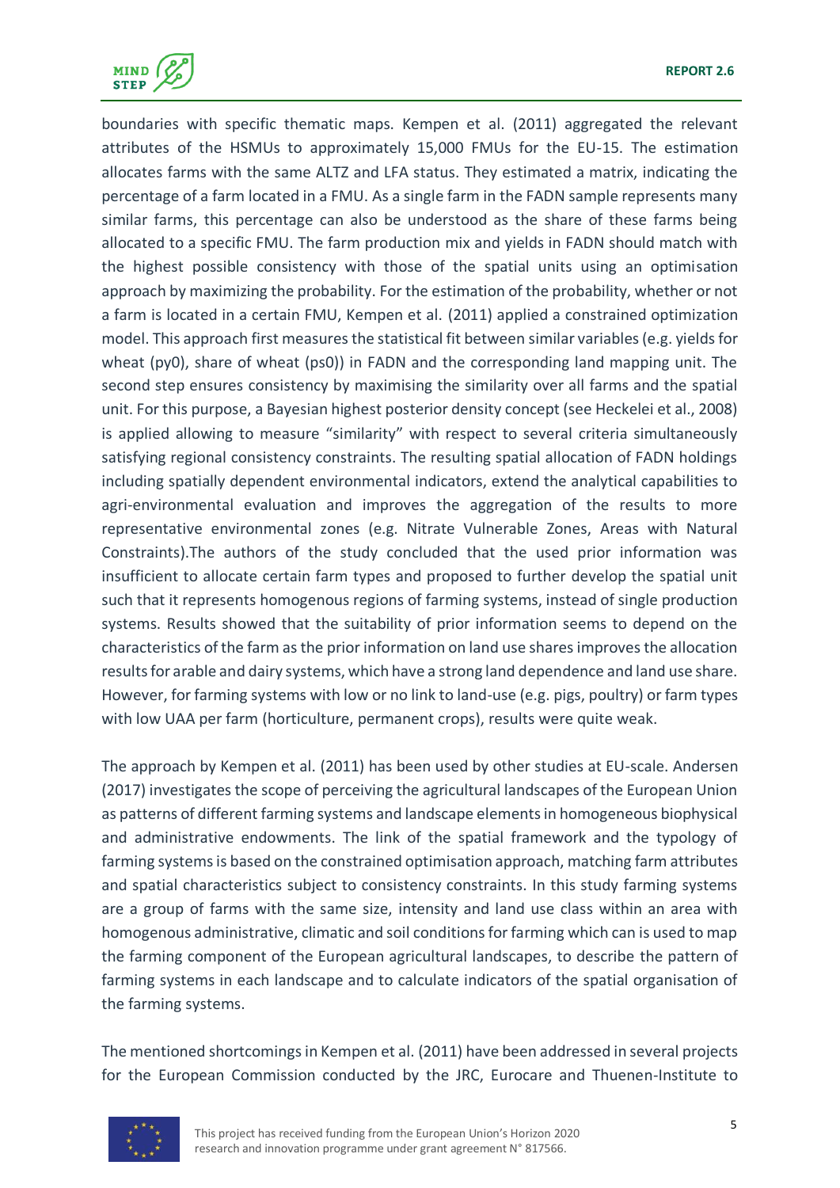boundaries with specific thematic maps. Kempen et al. (2011) aggregated the relevant attributes of the HSMUs to approximately 15,000 FMUs for the EU-15. The estimation allocates farms with the same ALTZ and LFA status. They estimated a matrix, indicating the percentage of a farm located in a FMU. As a single farm in the FADN sample represents many similar farms, this percentage can also be understood as the share of these farms being allocated to a specific FMU. The farm production mix and yields in FADN should match with the highest possible consistency with those of the spatial units using an optimisation approach by maximizing the probability. For the estimation of the probability, whether or not a farm is located in a certain FMU, Kempen et al. (2011) applied a constrained optimization model. This approach first measures the statistical fit between similar variables (e.g. yields for wheat (py0), share of wheat (ps0)) in FADN and the corresponding land mapping unit. The second step ensures consistency by maximising the similarity over all farms and the spatial unit. For this purpose, a Bayesian highest posterior density concept (see Heckelei et al., 2008) is applied allowing to measure "similarity" with respect to several criteria simultaneously satisfying regional consistency constraints. The resulting spatial allocation of FADN holdings including spatially dependent environmental indicators, extend the analytical capabilities to agri-environmental evaluation and improves the aggregation of the results to more representative environmental zones (e.g. Nitrate Vulnerable Zones, Areas with Natural Constraints).The authors of the study concluded that the used prior information was insufficient to allocate certain farm types and proposed to further develop the spatial unit such that it represents homogenous regions of farming systems, instead of single production systems. Results showed that the suitability of prior information seems to depend on the characteristics of the farm as the prior information on land use shares improves the allocation results for arable and dairy systems, which have a strong land dependence and land use share. However, for farming systems with low or no link to land-use (e.g. pigs, poultry) or farm types with low UAA per farm (horticulture, permanent crops), results were quite weak.

The approach by Kempen et al. (2011) has been used by other studies at EU-scale. Andersen (2017) investigates the scope of perceiving the agricultural landscapes of the European Union as patterns of different farming systems and landscape elements in homogeneous biophysical and administrative endowments. The link of the spatial framework and the typology of farming systems is based on the constrained optimisation approach, matching farm attributes and spatial characteristics subject to consistency constraints. In this study farming systems are a group of farms with the same size, intensity and land use class within an area with homogenous administrative, climatic and soil conditions for farming which can is used to map the farming component of the European agricultural landscapes, to describe the pattern of farming systems in each landscape and to calculate indicators of the spatial organisation of the farming systems.

The mentioned shortcomings in Kempen et al. (2011) have been addressed in several projects for the European Commission conducted by the JRC, Eurocare and Thuenen-Institute to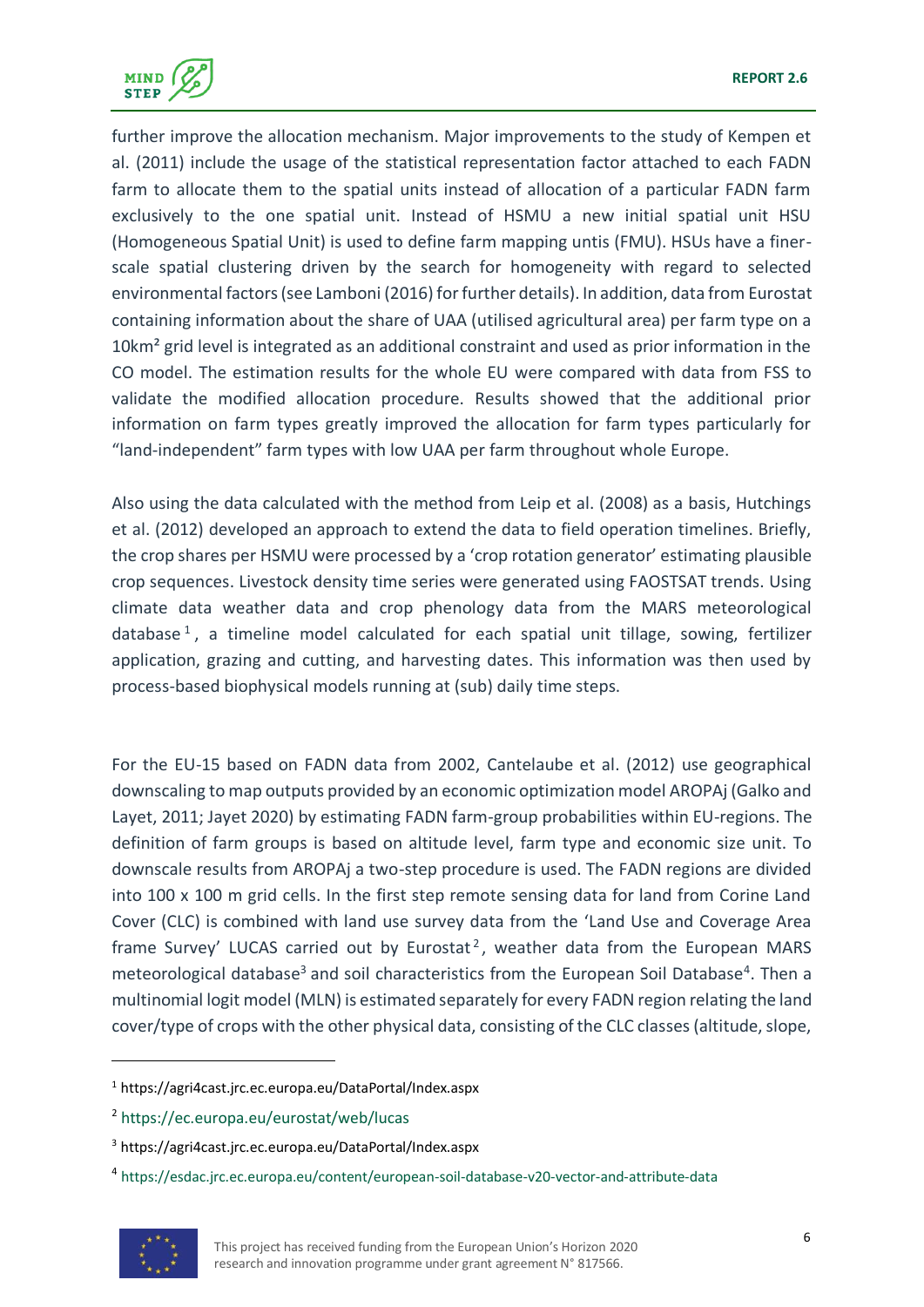further improve the allocation mechanism. Major improvements to the study of Kempen et al. (2011) include the usage of the statistical representation factor attached to each FADN farm to allocate them to the spatial units instead of allocation of a particular FADN farm exclusively to the one spatial unit. Instead of HSMU a new initial spatial unit HSU (Homogeneous Spatial Unit) is used to define farm mapping untis (FMU). HSUs have a finer-scale spatial clustering driven by the search for homogeneity with regard to selected environmental factors (see Lamboni (2016) for further details). In addition, data from Eurostat containing information about the share of UAA (utilised agricultural area) per farm type on a 10km² grid level is integrated as an additional constraint and used as prior information in the CO model. The estimation results for the whole EU were compared with data from FSS to validate the modified allocation procedure. Results showed that the additional prior information on farm types greatly improved the allocation for farm types particularly for "land-independent" farm types with low UAA per farm throughout whole Europe.

Also using the data calculated with the method from Leip et al. (2008) as a basis, Hutchings et al. (2012) developed an approach to extend the data to field operation timelines. Briefly, the crop shares per HSMU were processed by a 'crop rotation generator' estimating plausible crop sequences. Livestock density time series were generated using FAOSTSAT trends. Using climate data weather data and crop phenology data from the MARS meteorological database[1], a timeline model calculated for each spatial unit tillage, sowing, fertilizer application, grazing and cutting, and harvesting dates. This information was then used by process-based biophysical models running at (sub) daily time steps.

For the EU-15 based on FADN data from 2002, Cantelaube et al. (2012) use geographical downscaling to map outputs provided by an economic optimization model AROPAj (Galko and Layet, 2011; Jayet 2020) by estimating FADN farm-group probabilities within EU-regions. The definition of farm groups is based on altitude level, farm type and economic size unit. To downscale results from AROPAj a two-step procedure is used. The FADN regions are divided into 100 x 100 m grid cells. In the first step remote sensing data for land from Corine Land Cover (CLC) is combined with land use survey data from the 'Land Use and Coverage Area frame Survey' LUCAS carried out by Eurostat[2], weather data from the European MARS meteorological database[3] and soil characteristics from the European Soil Database[4]. Then a multinomial logit model (MLN) is estimated separately for every FADN region relating the land cover/type of crops with the other physical data, consisting of the CLC classes (altitude, slope,

---

[1] https://agri4cast.jrc.ec.europa.eu/DataPortal/Index.aspx

[2] https://ec.europa.eu/eurostat/web/lucas

[3] https://agri4cast.jrc.ec.europa.eu/DataPortal/Index.aspx

[4] https://esdac.jrc.ec.europa.eu/content/european-soil-database-v20-vector-and-attribute-data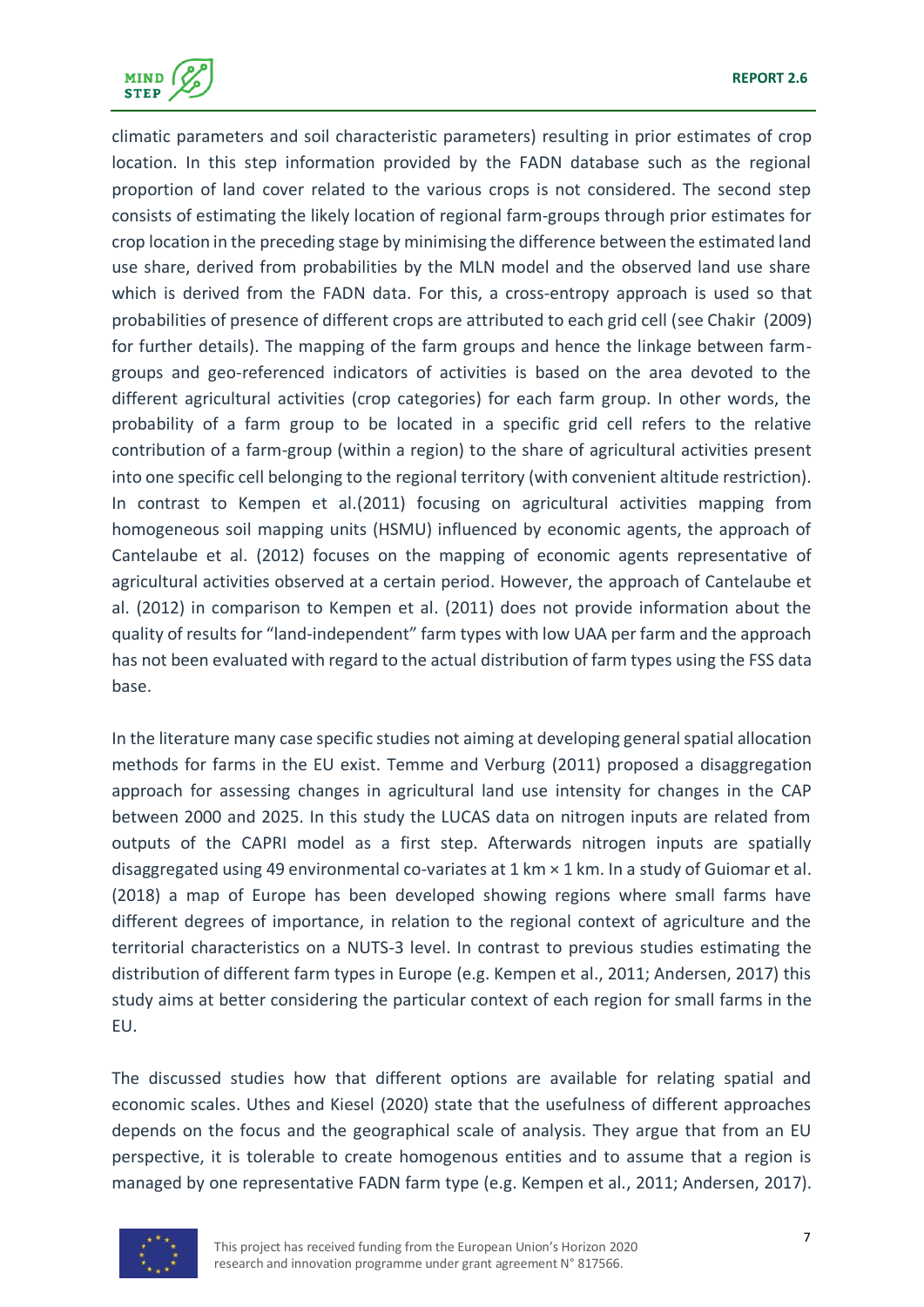climatic parameters and soil characteristic parameters) resulting in prior estimates of crop location. In this step information provided by the FADN database such as the regional proportion of land cover related to the various crops is not considered. The second step consists of estimating the likely location of regional farm-groups through prior estimates for crop location in the preceding stage by minimising the difference between the estimated land use share, derived from probabilities by the MLN model and the observed land use share which is derived from the FADN data. For this, a cross-entropy approach is used so that probabilities of presence of different crops are attributed to each grid cell (see Chakir (2009) for further details). The mapping of the farm groups and hence the linkage between farm-groups and geo-referenced indicators of activities is based on the area devoted to the different agricultural activities (crop categories) for each farm group. In other words, the probability of a farm group to be located in a specific grid cell refers to the relative contribution of a farm-group (within a region) to the share of agricultural activities present into one specific cell belonging to the regional territory (with convenient altitude restriction). In contrast to Kempen et al.(2011) focusing on agricultural activities mapping from homogeneous soil mapping units (HSMU) influenced by economic agents, the approach of Cantelaube et al. (2012) focuses on the mapping of economic agents representative of agricultural activities observed at a certain period. However, the approach of Cantelaube et al. (2012) in comparison to Kempen et al. (2011) does not provide information about the quality of results for "land-independent" farm types with low UAA per farm and the approach has not been evaluated with regard to the actual distribution of farm types using the FSS data base.

In the literature many case specific studies not aiming at developing general spatial allocation methods for farms in the EU exist. Temme and Verburg (2011) proposed a disaggregation approach for assessing changes in agricultural land use intensity for changes in the CAP between 2000 and 2025. In this study the LUCAS data on nitrogen inputs are related from outputs of the CAPRI model as a first step. Afterwards nitrogen inputs are spatially disaggregated using 49 environmental co-variates at 1 km × 1 km. In a study of Guiomar et al. (2018) a map of Europe has been developed showing regions where small farms have different degrees of importance, in relation to the regional context of agriculture and the territorial characteristics on a NUTS-3 level. In contrast to previous studies estimating the distribution of different farm types in Europe (e.g. Kempen et al., 2011; Andersen, 2017) this study aims at better considering the particular context of each region for small farms in the EU.

The discussed studies how that different options are available for relating spatial and economic scales. Uthes and Kiesel (2020) state that the usefulness of different approaches depends on the focus and the geographical scale of analysis. They argue that from an EU perspective, it is tolerable to create homogenous entities and to assume that a region is managed by one representative FADN farm type (e.g. Kempen et al., 2011; Andersen, 2017).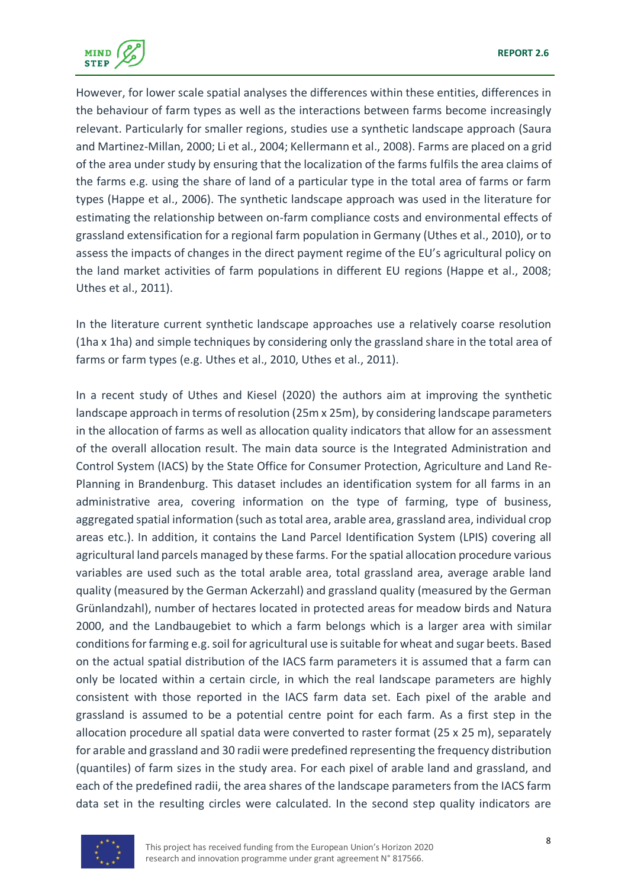However, for lower scale spatial analyses the differences within these entities, differences in the behaviour of farm types as well as the interactions between farms become increasingly relevant. Particularly for smaller regions, studies use a synthetic landscape approach (Saura and Martinez-Millan, 2000; Li et al., 2004; Kellermann et al., 2008). Farms are placed on a grid of the area under study by ensuring that the localization of the farms fulfils the area claims of the farms e.g. using the share of land of a particular type in the total area of farms or farm types (Happe et al., 2006). The synthetic landscape approach was used in the literature for estimating the relationship between on-farm compliance costs and environmental effects of grassland extensification for a regional farm population in Germany (Uthes et al., 2010), or to assess the impacts of changes in the direct payment regime of the EU's agricultural policy on the land market activities of farm populations in different EU regions (Happe et al., 2008; Uthes et al., 2011).

In the literature current synthetic landscape approaches use a relatively coarse resolution (1ha x 1ha) and simple techniques by considering only the grassland share in the total area of farms or farm types (e.g. Uthes et al., 2010, Uthes et al., 2011).

In a recent study of Uthes and Kiesel (2020) the authors aim at improving the synthetic landscape approach in terms of resolution (25m x 25m), by considering landscape parameters in the allocation of farms as well as allocation quality indicators that allow for an assessment of the overall allocation result. The main data source is the Integrated Administration and Control System (IACS) by the State Office for Consumer Protection, Agriculture and Land Re-Planning in Brandenburg. This dataset includes an identification system for all farms in an administrative area, covering information on the type of farming, type of business, aggregated spatial information (such as total area, arable area, grassland area, individual crop areas etc.). In addition, it contains the Land Parcel Identification System (LPIS) covering all agricultural land parcels managed by these farms. For the spatial allocation procedure various variables are used such as the total arable area, total grassland area, average arable land quality (measured by the German Ackerzahl) and grassland quality (measured by the German Grünlandzahl), number of hectares located in protected areas for meadow birds and Natura 2000, and the Landbaugebiet to which a farm belongs which is a larger area with similar conditions for farming e.g. soil for agricultural use is suitable for wheat and sugar beets. Based on the actual spatial distribution of the IACS farm parameters it is assumed that a farm can only be located within a certain circle, in which the real landscape parameters are highly consistent with those reported in the IACS farm data set. Each pixel of the arable and grassland is assumed to be a potential centre point for each farm. As a first step in the allocation procedure all spatial data were converted to raster format (25 x 25 m), separately for arable and grassland and 30 radii were predefined representing the frequency distribution (quantiles) of farm sizes in the study area. For each pixel of arable land and grassland, and each of the predefined radii, the area shares of the landscape parameters from the IACS farm data set in the resulting circles were calculated. In the second step quality indicators are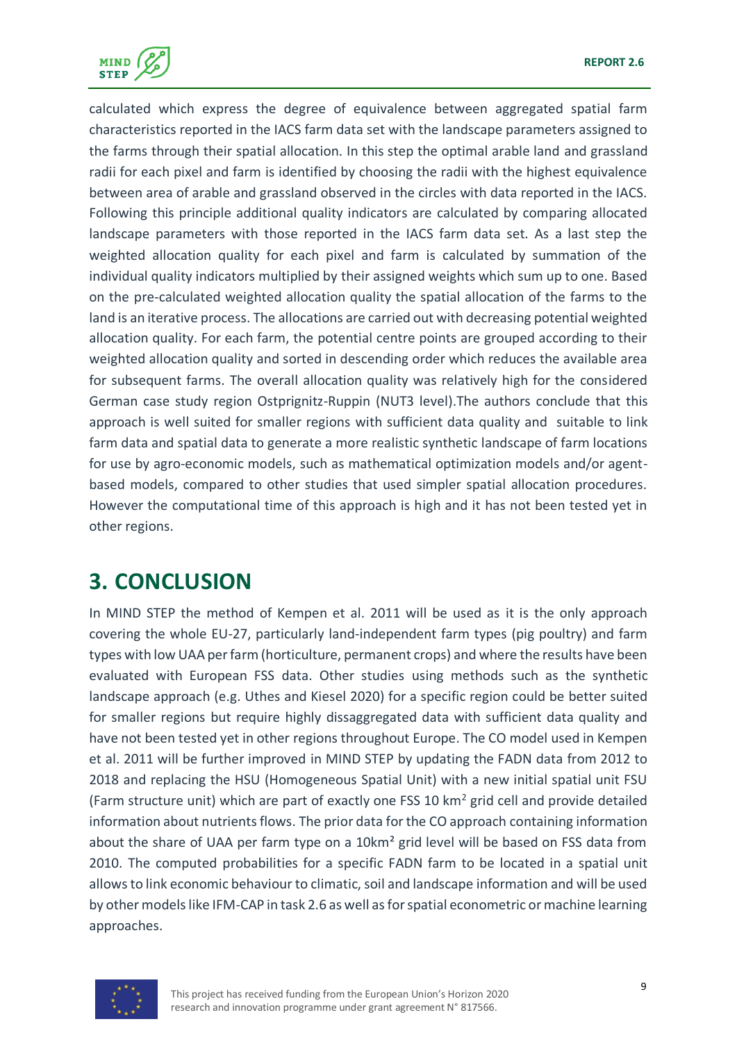calculated which express the degree of equivalence between aggregated spatial farm characteristics reported in the IACS farm data set with the landscape parameters assigned to the farms through their spatial allocation. In this step the optimal arable land and grassland radii for each pixel and farm is identified by choosing the radii with the highest equivalence between area of arable and grassland observed in the circles with data reported in the IACS. Following this principle additional quality indicators are calculated by comparing allocated landscape parameters with those reported in the IACS farm data set. As a last step the weighted allocation quality for each pixel and farm is calculated by summation of the individual quality indicators multiplied by their assigned weights which sum up to one. Based on the pre-calculated weighted allocation quality the spatial allocation of the farms to the land is an iterative process. The allocations are carried out with decreasing potential weighted allocation quality. For each farm, the potential centre points are grouped according to their weighted allocation quality and sorted in descending order which reduces the available area for subsequent farms. The overall allocation quality was relatively high for the considered German case study region Ostprignitz-Ruppin (NUT3 level).The authors conclude that this approach is well suited for smaller regions with sufficient data quality and suitable to link farm data and spatial data to generate a more realistic synthetic landscape of farm locations for use by agro-economic models, such as mathematical optimization models and/or agent-based models, compared to other studies that used simpler spatial allocation procedures. However the computational time of this approach is high and it has not been tested yet in other regions.

# 3. CONCLUSION

In MIND STEP the method of Kempen et al. 2011 will be used as it is the only approach covering the whole EU-27, particularly land-independent farm types (pig poultry) and farm types with low UAA per farm (horticulture, permanent crops) and where the results have been evaluated with European FSS data. Other studies using methods such as the synthetic landscape approach (e.g. Uthes and Kiesel 2020) for a specific region could be better suited for smaller regions but require highly dissaggregated data with sufficient data quality and have not been tested yet in other regions throughout Europe. The CO model used in Kempen et al. 2011 will be further improved in MIND STEP by updating the FADN data from 2012 to 2018 and replacing the HSU (Homogeneous Spatial Unit) with a new initial spatial unit FSU (Farm structure unit) which are part of exactly one FSS 10 km$^2$ grid cell and provide detailed information about nutrients flows. The prior data for the CO approach containing information about the share of UAA per farm type on a 10km$^2$ grid level will be based on FSS data from 2010. The computed probabilities for a specific FADN farm to be located in a spatial unit allows to link economic behaviour to climatic, soil and landscape information and will be used by other models like IFM-CAP in task 2.6 as well as for spatial econometric or machine learning approaches.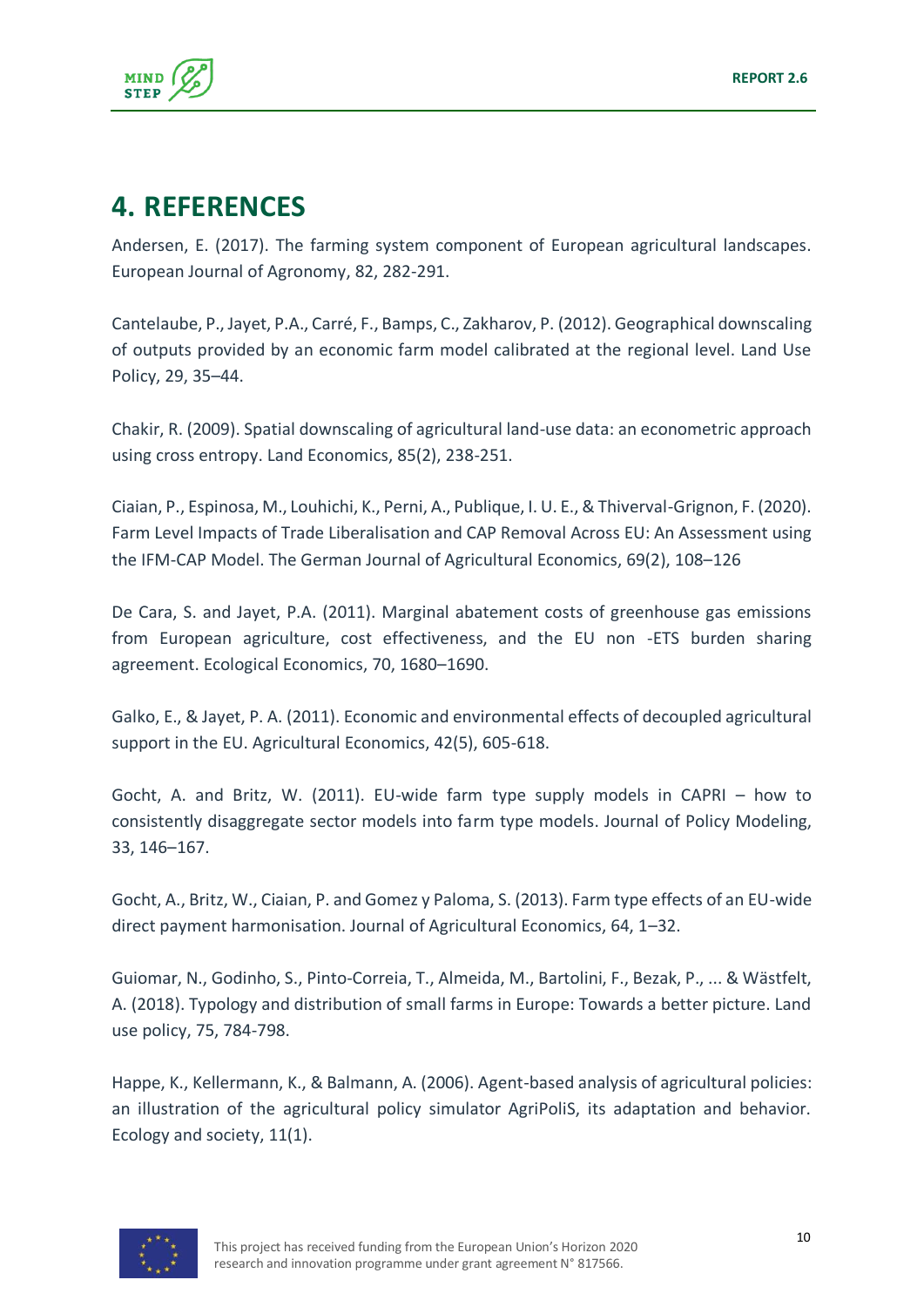# 4. REFERENCES

Andersen, E. (2017). The farming system component of European agricultural landscapes. European Journal of Agronomy, 82, 282-291.

Cantelaube, P., Jayet, P.A., Carré, F., Bamps, C., Zakharov, P. (2012). Geographical downscaling of outputs provided by an economic farm model calibrated at the regional level. Land Use Policy, 29, 35–44.

Chakir, R. (2009). Spatial downscaling of agricultural land-use data: an econometric approach using cross entropy. Land Economics, 85(2), 238-251.

Ciaian, P., Espinosa, M., Louhichi, K., Perni, A., Publique, I. U. E., & Thiverval-Grignon, F. (2020). Farm Level Impacts of Trade Liberalisation and CAP Removal Across EU: An Assessment using the IFM-CAP Model. The German Journal of Agricultural Economics, 69(2), 108–126

De Cara, S. and Jayet, P.A. (2011). Marginal abatement costs of greenhouse gas emissions from European agriculture, cost effectiveness, and the EU non -ETS burden sharing agreement. Ecological Economics, 70, 1680–1690.

Galko, E., & Jayet, P. A. (2011). Economic and environmental effects of decoupled agricultural support in the EU. Agricultural Economics, 42(5), 605-618.

Gocht, A. and Britz, W. (2011). EU-wide farm type supply models in CAPRI – how to consistently disaggregate sector models into farm type models. Journal of Policy Modeling, 33, 146–167.

Gocht, A., Britz, W., Ciaian, P. and Gomez y Paloma, S. (2013). Farm type effects of an EU-wide direct payment harmonisation. Journal of Agricultural Economics, 64, 1–32.

Guiomar, N., Godinho, S., Pinto-Correia, T., Almeida, M., Bartolini, F., Bezak, P., ... & Wästfelt, A. (2018). Typology and distribution of small farms in Europe: Towards a better picture. Land use policy, 75, 784-798.

Happe, K., Kellermann, K., & Balmann, A. (2006). Agent-based analysis of agricultural policies: an illustration of the agricultural policy simulator AgriPoliS, its adaptation and behavior. Ecology and society, 11(1).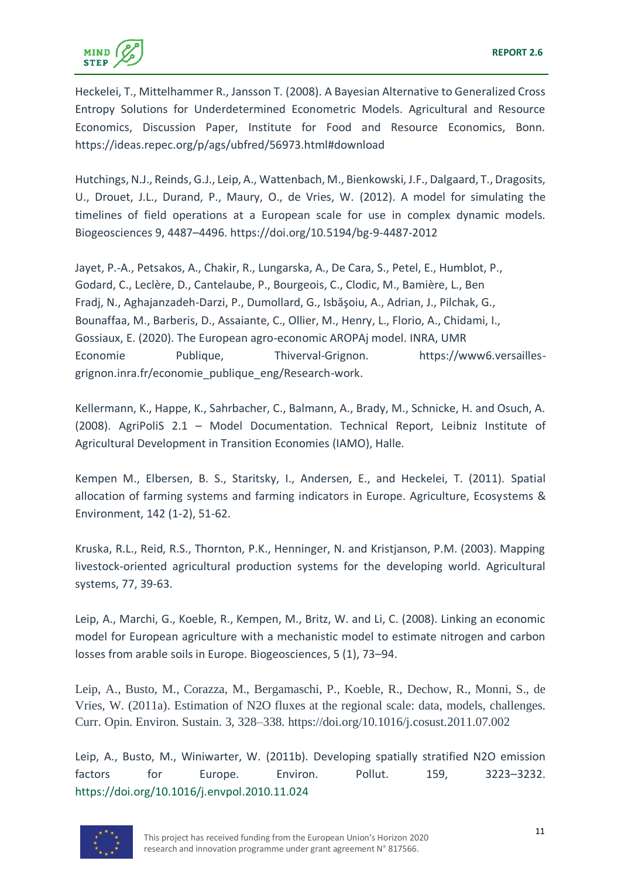Heckelei, T., Mittelhammer R., Jansson T. (2008). A Bayesian Alternative to Generalized Cross Entropy Solutions for Underdetermined Econometric Models. Agricultural and Resource Economics, Discussion Paper, Institute for Food and Resource Economics, Bonn. https://ideas.repec.org/p/ags/ubfred/56973.html#download

Hutchings, N.J., Reinds, G.J., Leip, A., Wattenbach, M., Bienkowski, J.F., Dalgaard, T., Dragosits, U., Drouet, J.L., Durand, P., Maury, O., de Vries, W. (2012). A model for simulating the timelines of field operations at a European scale for use in complex dynamic models. Biogeosciences 9, 4487–4496. https://doi.org/10.5194/bg-9-4487-2012

Jayet, P.-A., Petsakos, A., Chakir, R., Lungarska, A., De Cara, S., Petel, E., Humblot, P., Godard, C., Leclère, D., Cantelaube, P., Bourgeois, C., Clodic, M., Bamière, L., Ben Fradj, N., Aghajanzadeh-Darzi, P., Dumollard, G., Isbăşoiu, A., Adrian, J., Pilchak, G., Bounaffaa, M., Barberis, D., Assaiante, C., Ollier, M., Henry, L., Florio, A., Chidami, I., Gossiaux, E. (2020). The European agro-economic AROPAj model. INRA, UMR Economie Publique, Thiverval-Grignon. https://www6.versailles-grignon.inra.fr/economie_publique_eng/Research-work.

Kellermann, K., Happe, K., Sahrbacher, C., Balmann, A., Brady, M., Schnicke, H. and Osuch, A. (2008). AgriPoliS 2.1 – Model Documentation. Technical Report, Leibniz Institute of Agricultural Development in Transition Economies (IAMO), Halle.

Kempen M., Elbersen, B. S., Staritsky, I., Andersen, E., and Heckelei, T. (2011). Spatial allocation of farming systems and farming indicators in Europe. Agriculture, Ecosystems & Environment, 142 (1-2), 51-62.

Kruska, R.L., Reid, R.S., Thornton, P.K., Henninger, N. and Kristjanson, P.M. (2003). Mapping livestock-oriented agricultural production systems for the developing world. Agricultural systems, 77, 39-63.

Leip, A., Marchi, G., Koeble, R., Kempen, M., Britz, W. and Li, C. (2008). Linking an economic model for European agriculture with a mechanistic model to estimate nitrogen and carbon losses from arable soils in Europe. Biogeosciences, 5 (1), 73–94.

Leip, A., Busto, M., Corazza, M., Bergamaschi, P., Koeble, R., Dechow, R., Monni, S., de Vries, W. (2011a). Estimation of N2O fluxes at the regional scale: data, models, challenges. Curr. Opin. Environ. Sustain. 3, 328–338. https://doi.org/10.1016/j.cosust.2011.07.002

Leip, A., Busto, M., Winiwarter, W. (2011b). Developing spatially stratified N2O emission factors for Europe. Environ. Pollut. 159, 3223–3232. https://doi.org/10.1016/j.envpol.2010.11.024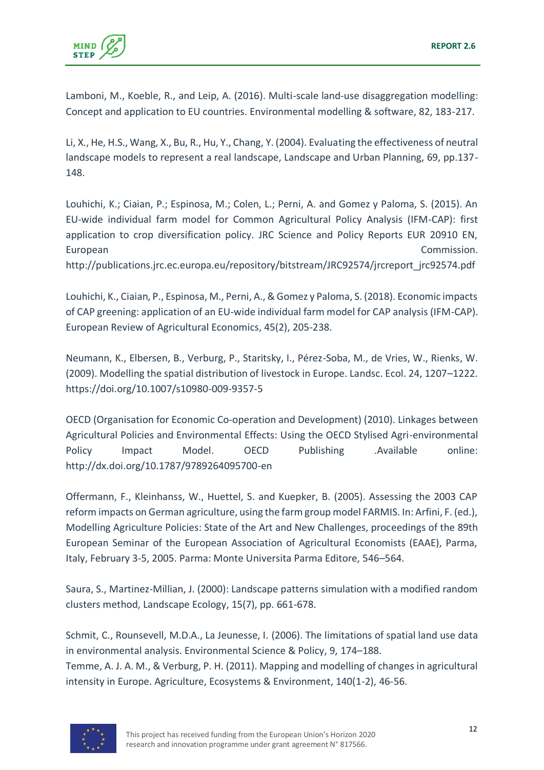Lamboni, M., Koeble, R., and Leip, A. (2016). Multi-scale land-use disaggregation modelling: Concept and application to EU countries. Environmental modelling & software, 82, 183-217.

Li, X., He, H.S., Wang, X., Bu, R., Hu, Y., Chang, Y. (2004). Evaluating the effectiveness of neutral landscape models to represent a real landscape, Landscape and Urban Planning, 69, pp.137-148.

Louhichi, K.; Ciaian, P.; Espinosa, M.; Colen, L.; Perni, A. and Gomez y Paloma, S. (2015). An EU-wide individual farm model for Common Agricultural Policy Analysis (IFM-CAP): first application to crop diversification policy. JRC Science and Policy Reports EUR 20910 EN, European Commission. http://publications.jrc.ec.europa.eu/repository/bitstream/JRC92574/jrcreport_jrc92574.pdf

Louhichi, K., Ciaian, P., Espinosa, M., Perni, A., & Gomez y Paloma, S. (2018). Economic impacts of CAP greening: application of an EU-wide individual farm model for CAP analysis (IFM-CAP). European Review of Agricultural Economics, 45(2), 205-238.

Neumann, K., Elbersen, B., Verburg, P., Staritsky, I., Pérez-Soba, M., de Vries, W., Rienks, W. (2009). Modelling the spatial distribution of livestock in Europe. Landsc. Ecol. 24, 1207–1222. https://doi.org/10.1007/s10980-009-9357-5

OECD (Organisation for Economic Co-operation and Development) (2010). Linkages between Agricultural Policies and Environmental Effects: Using the OECD Stylised Agri-environmental Policy Impact Model. OECD Publishing .Available online: http://dx.doi.org/10.1787/9789264095700-en

Offermann, F., Kleinhanss, W., Huettel, S. and Kuepker, B. (2005). Assessing the 2003 CAP reform impacts on German agriculture, using the farm group model FARMIS. In: Arfini, F. (ed.), Modelling Agriculture Policies: State of the Art and New Challenges, proceedings of the 89th European Seminar of the European Association of Agricultural Economists (EAAE), Parma, Italy, February 3-5, 2005. Parma: Monte Universita Parma Editore, 546–564.

Saura, S., Martinez-Millian, J. (2000): Landscape patterns simulation with a modified random clusters method, Landscape Ecology, 15(7), pp. 661-678.

Schmit, C., Rounsevell, M.D.A., La Jeunesse, I. (2006). The limitations of spatial land use data in environmental analysis. Environmental Science & Policy, 9, 174–188.

Temme, A. J. A. M., & Verburg, P. H. (2011). Mapping and modelling of changes in agricultural intensity in Europe. Agriculture, Ecosystems & Environment, 140(1-2), 46-56.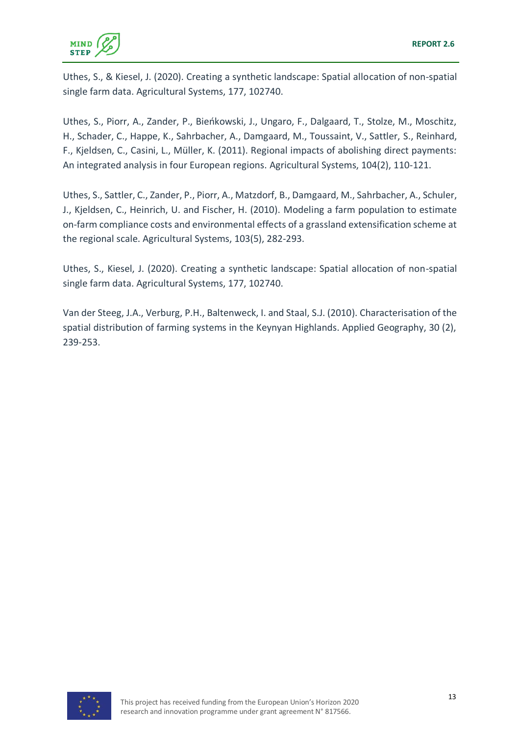Uthes, S., & Kiesel, J. (2020). Creating a synthetic landscape: Spatial allocation of non-spatial single farm data. Agricultural Systems, 177, 102740.

Uthes, S., Piorr, A., Zander, P., Bieńkowski, J., Ungaro, F., Dalgaard, T., Stolze, M., Moschitz, H., Schader, C., Happe, K., Sahrbacher, A., Damgaard, M., Toussaint, V., Sattler, S., Reinhard, F., Kjeldsen, C., Casini, L., Müller, K. (2011). Regional impacts of abolishing direct payments: An integrated analysis in four European regions. Agricultural Systems, 104(2), 110-121.

Uthes, S., Sattler, C., Zander, P., Piorr, A., Matzdorf, B., Damgaard, M., Sahrbacher, A., Schuler, J., Kjeldsen, C., Heinrich, U. and Fischer, H. (2010). Modeling a farm population to estimate on-farm compliance costs and environmental effects of a grassland extensification scheme at the regional scale. Agricultural Systems, 103(5), 282-293.

Uthes, S., Kiesel, J. (2020). Creating a synthetic landscape: Spatial allocation of non-spatial single farm data. Agricultural Systems, 177, 102740.

Van der Steeg, J.A., Verburg, P.H., Baltenweck, I. and Staal, S.J. (2010). Characterisation of the spatial distribution of farming systems in the Keynyan Highlands. Applied Geography, 30 (2), 239-253.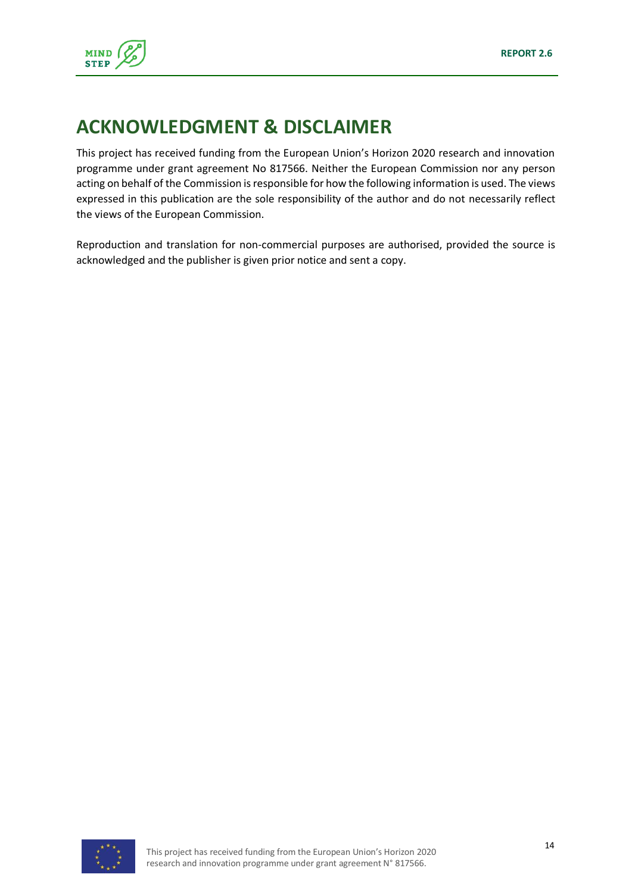# ACKNOWLEDGMENT & DISCLAIMER

This project has received funding from the European Union's Horizon 2020 research and innovation programme under grant agreement No 817566. Neither the European Commission nor any person acting on behalf of the Commission is responsible for how the following information is used. The views expressed in this publication are the sole responsibility of the author and do not necessarily reflect the views of the European Commission.

Reproduction and translation for non-commercial purposes are authorised, provided the source is acknowledged and the publisher is given prior notice and sent a copy.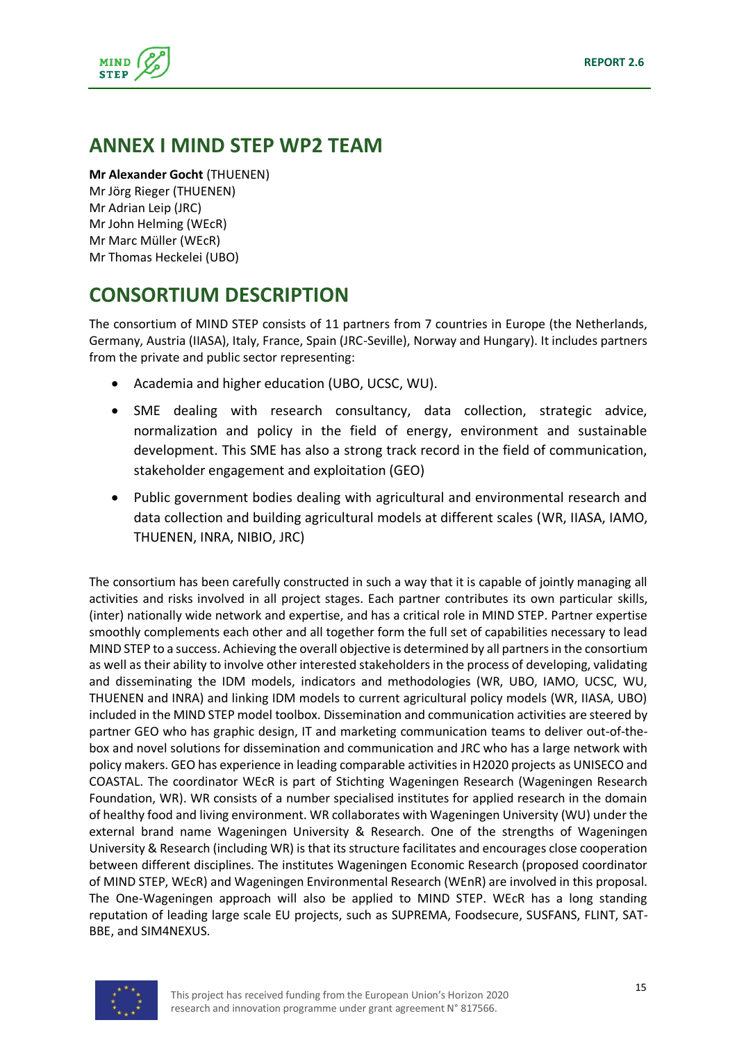# ANNEX I MIND STEP WP2 TEAM

**Mr Alexander Gocht** (THUENEN)
Mr Jörg Rieger (THUENEN)
Mr Adrian Leip (JRC)
Mr John Helming (WEcR)
Mr Marc Müller (WEcR)
Mr Thomas Heckelei (UBO)

# CONSORTIUM DESCRIPTION

The consortium of MIND STEP consists of 11 partners from 7 countries in Europe (the Netherlands, Germany, Austria (IIASA), Italy, France, Spain (JRC-Seville), Norway and Hungary). It includes partners from the private and public sector representing:

- Academia and higher education (UBO, UCSC, WU).
- SME dealing with research consultancy, data collection, strategic advice, normalization and policy in the field of energy, environment and sustainable development. This SME has also a strong track record in the field of communication, stakeholder engagement and exploitation (GEO)
- Public government bodies dealing with agricultural and environmental research and data collection and building agricultural models at different scales (WR, IIASA, IAMO, THUENEN, INRA, NIBIO, JRC)

The consortium has been carefully constructed in such a way that it is capable of jointly managing all activities and risks involved in all project stages. Each partner contributes its own particular skills, (inter) nationally wide network and expertise, and has a critical role in MIND STEP. Partner expertise smoothly complements each other and all together form the full set of capabilities necessary to lead MIND STEP to a success. Achieving the overall objective is determined by all partners in the consortium as well as their ability to involve other interested stakeholders in the process of developing, validating and disseminating the IDM models, indicators and methodologies (WR, UBO, IAMO, UCSC, WU, THUENEN and INRA) and linking IDM models to current agricultural policy models (WR, IIASA, UBO) included in the MIND STEP model toolbox. Dissemination and communication activities are steered by partner GEO who has graphic design, IT and marketing communication teams to deliver out-of-the-box and novel solutions for dissemination and communication and JRC who has a large network with policy makers. GEO has experience in leading comparable activities in H2020 projects as UNISECO and COASTAL. The coordinator WEcR is part of Stichting Wageningen Research (Wageningen Research Foundation, WR). WR consists of a number specialised institutes for applied research in the domain of healthy food and living environment. WR collaborates with Wageningen University (WU) under the external brand name Wageningen University & Research. One of the strengths of Wageningen University & Research (including WR) is that its structure facilitates and encourages close cooperation between different disciplines. The institutes Wageningen Economic Research (proposed coordinator of MIND STEP, WEcR) and Wageningen Environmental Research (WEnR) are involved in this proposal. The One-Wageningen approach will also be applied to MIND STEP. WEcR has a long standing reputation of leading large scale EU projects, such as SUPREMA, Foodsecure, SUSFANS, FLINT, SAT-BBE, and SIM4NEXUS.